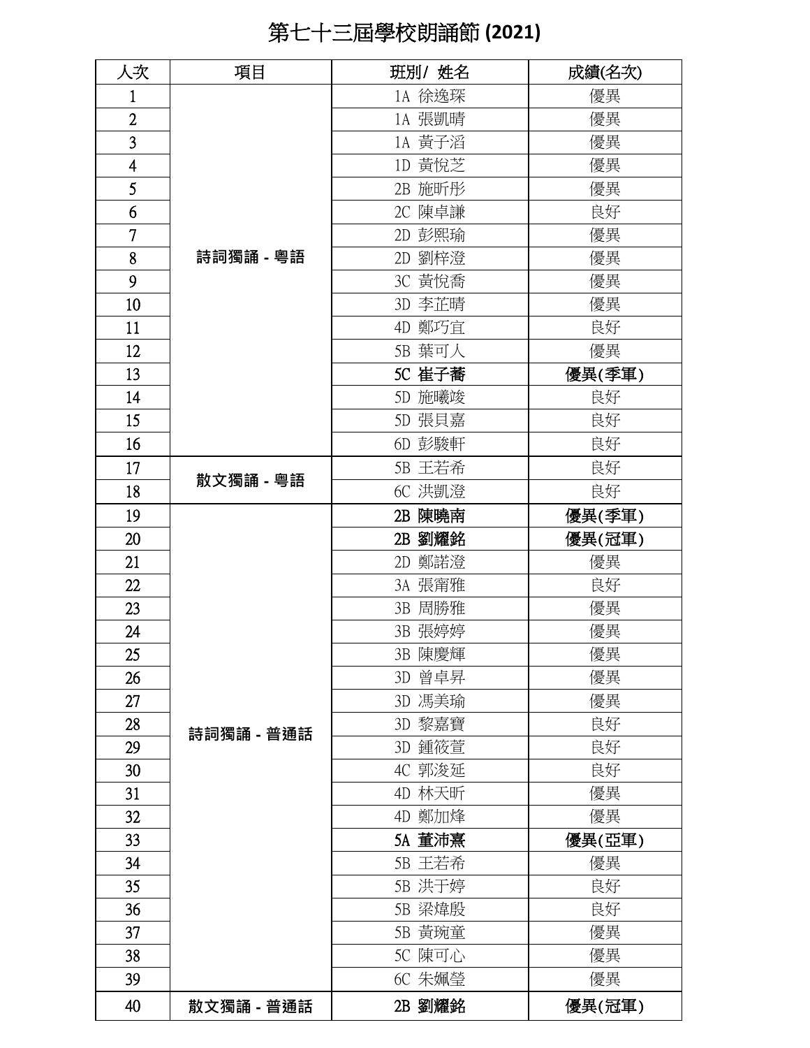# 第七十三屆學校朗誦節 (2021)

| 人次 | 項目 | 班別/ 姓名 | 成績(名次) |
|---|---|---|---|
| 1 | 詩詞獨誦 - 粵語 | 1A 徐逸琛 | 優異 |
| 2 | | 1A 張凱晴 | 優異 |
| 3 | | 1A 黃子滔 | 優異 |
| 4 | | 1D 黃悅芝 | 優異 |
| 5 | | 2B 施昕彤 | 優異 |
| 6 | | 2C 陳卓謙 | 良好 |
| 7 | | 2D 彭熙瑜 | 優異 |
| 8 | | 2D 劉梓澄 | 優異 |
| 9 | | 3C 黃悅喬 | 優異 |
| 10 | | 3D 李芷晴 | 優異 |
| 11 | | 4D 鄭巧宜 | 良好 |
| 12 | | 5B 葉可人 | 優異 |
| 13 | | **5C 崔子蕎** | **優異(季軍)** |
| 14 | | 5D 施曦竣 | 良好 |
| 15 | | 5D 張貝嘉 | 良好 |
| 16 | | 6D 彭駿軒 | 良好 |
| 17 | 散文獨誦 - 粵語 | 5B 王若希 | 良好 |
| 18 | | 6C 洪凱澄 | 良好 |
| 19 | 詩詞獨誦 - 普通話 | **2B 陳曉南** | **優異(季軍)** |
| 20 | | **2B 劉耀銘** | **優異(冠軍)** |
| 21 | | 2D 鄭諾澄 | 優異 |
| 22 | | 3A 張甯雅 | 良好 |
| 23 | | 3B 周勝雅 | 優異 |
| 24 | | 3B 張婷婷 | 優異 |
| 25 | | 3B 陳慶輝 | 優異 |
| 26 | | 3D 曾卓昇 | 優異 |
| 27 | | 3D 馮美瑜 | 優異 |
| 28 | | 3D 黎嘉寶 | 良好 |
| 29 | | 3D 鍾筱萱 | 良好 |
| 30 | | 4C 郭浚延 | 良好 |
| 31 | | 4D 林天昕 | 優異 |
| 32 | | 4D 鄭加烽 | 優異 |
| 33 | | **5A 董沛熹** | **優異(亞軍)** |
| 34 | | 5B 王若希 | 優異 |
| 35 | | 5B 洪于婷 | 良好 |
| 36 | | 5B 梁煒殷 | 良好 |
| 37 | | 5B 黃琬童 | 優異 |
| 38 | | 5C 陳可心 | 優異 |
| 39 | | 6C 朱姵瑩 | 優異 |
| 40 | 散文獨誦 - 普通話 | **2B 劉耀銘** | **優異(冠軍)** |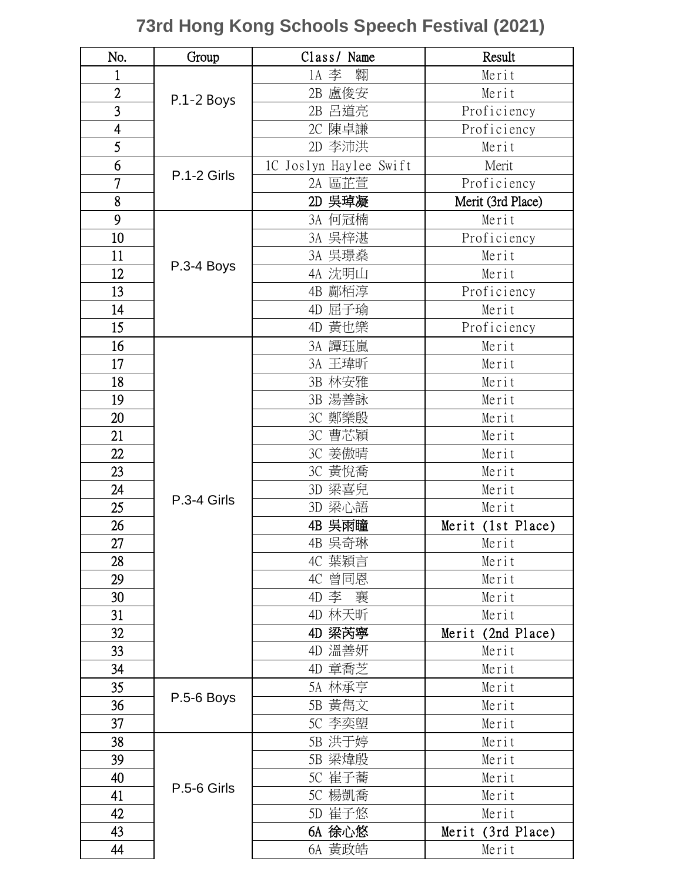# 73rd Hong Kong Schools Speech Festival (2021)

| No. | Group | Class/ Name | Result |
|---|---|---|---|
| 1 | P.1-2 Boys | 1A 李　翱 | Merit |
| 2 | | 2B 盧俊安 | Merit |
| 3 | | 2B 呂道亮 | Proficiency |
| 4 | | 2C 陳卓謙 | Proficiency |
| 5 | | 2D 李沛洪 | Merit |
| 6 | P.1-2 Girls | 1C Joslyn Haylee Swift | Merit |
| 7 | | 2A 區芷萱 | Proficiency |
| 8 | | **2D 吳瑋凝** | **Merit (3rd Place)** |
| 9 | P.3-4 Boys | 3A 何冠楠 | Merit |
| 10 | | 3A 吳梓湛 | Proficiency |
| 11 | | 3A 吳璟燊 | Merit |
| 12 | | 4A 沈明山 | Merit |
| 13 | | 4B 鄺栢淳 | Proficiency |
| 14 | | 4D 屈子瑜 | Merit |
| 15 | | 4D 黃也樂 | Proficiency |
| 16 | P.3-4 Girls | 3A 譚珏嵐 | Merit |
| 17 | | 3A 王瑋昕 | Merit |
| 18 | | 3B 林安雅 | Merit |
| 19 | | 3B 湯善詠 | Merit |
| 20 | | 3C 鄭樂殷 | Merit |
| 21 | | 3C 曹芯穎 | Merit |
| 22 | | 3C 姜傲晴 | Merit |
| 23 | | 3C 黃悅喬 | Merit |
| 24 | | 3D 梁喜兒 | Merit |
| 25 | | 3D 梁心語 | Merit |
| 26 | | **4B 吳雨曈** | **Merit (1st Place)** |
| 27 | | 4B 吳奇琳 | Merit |
| 28 | | 4C 葉穎言 | Merit |
| 29 | | 4C 曾同恩 | Merit |
| 30 | | 4D 李　襄 | Merit |
| 31 | | 4D 林天昕 | Merit |
| 32 | | **4D 梁芮寧** | **Merit (2nd Place)** |
| 33 | | 4D 溫善妍 | Merit |
| 34 | | 4D 章喬芝 | Merit |
| 35 | P.5-6 Boys | 5A 林承亨 | Merit |
| 36 | | 5B 黃雋文 | Merit |
| 37 | | 5C 李奕塱 | Merit |
| 38 | P.5-6 Girls | 5B 洪于婷 | Merit |
| 39 | | 5B 梁煒殷 | Merit |
| 40 | | 5C 崔子蕎 | Merit |
| 41 | | 5C 楊凱喬 | Merit |
| 42 | | 5D 崔子悠 | Merit |
| 43 | | **6A 徐心悠** | **Merit (3rd Place)** |
| 44 | | 6A 黃政晧 | Merit |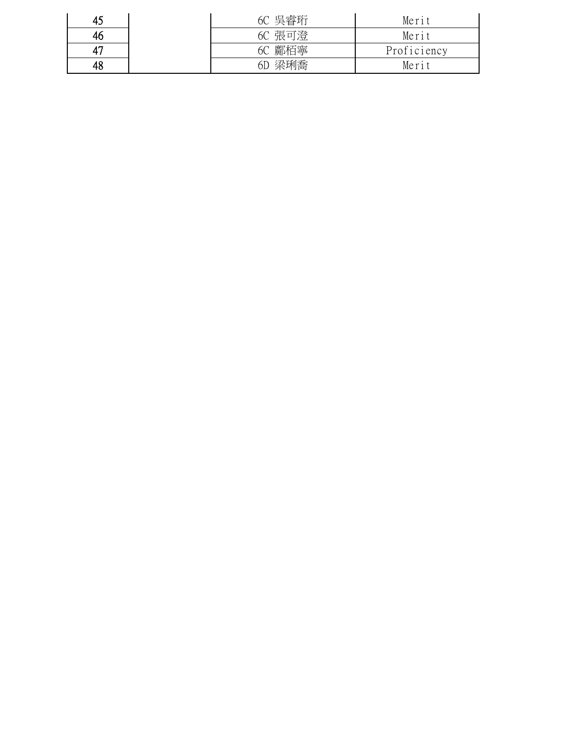| | | | |
|---|---|---|---|
| 45 | | 6C 吳睿珩 | Merit |
| 46 | | 6C 張可澄 | Merit |
| 47 | | 6C 鄺栢寧 | Proficiency |
| 48 | | 6D 梁琍喬 | Merit |